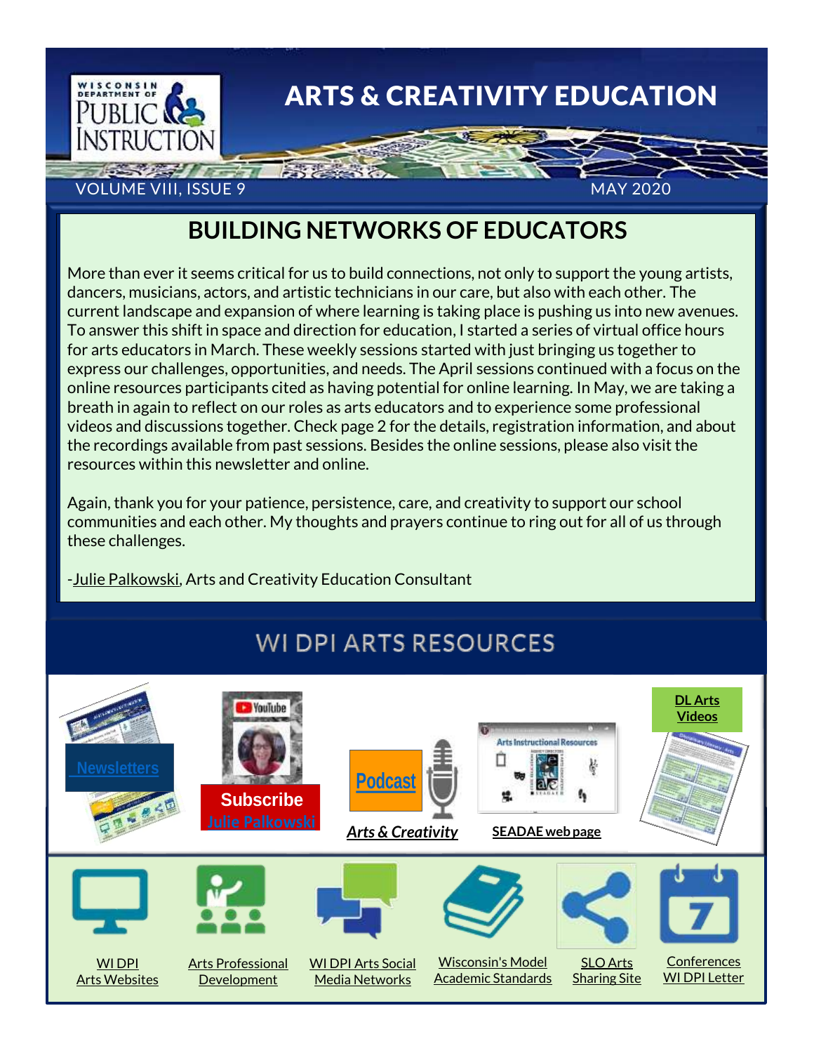# ARTS & CREATIVITY EDUCATION

VOLUME VIII, ISSUE 9 MAY 2020

## BUILDING NETWORKS OF EDUCATORS

More than ever it seems critical for us to build connections, not only to support the young artists, dancers, musicians, actors, and artistic technicians in our care, but also with each other. The current landscape and expansion of where learning is taking place is pushing us into new avenues. To answer this shift in space and direction for education, I started a series of virtual office hours for arts educators in March. These weekly sessions started with just bringing us together to express our challenges, opportunities, and needs. The April sessions continued with a focus on the online resources participants cited as having potential for online learning. In May, we are taking a breath in again to reflect on our roles as arts educators and to experience some professional videos and discussions together. Check page 2 for the details, registration information, and about the recordings available from past sessions. Besides the online sessions, please also visit the resources within this newsletter and online.

Again, thank you for your patience, persistence, care, and creativity to support our school communities and each other. My thoughts and prayers continue to ring out for all of us through these challenges.

-Julie Palkowski, Arts and Creativity Education Consultant

## WI DPI ARTS RESOURCES

Newsletters

Subscribe Julie Palkowski

Podcast

*Arts & Creativity*

SEADAE web page

DL Arts Videos

WI DPI Arts Websites

Arts Professional Development

WI DPI Arts Social Media Networks

Wisconsin's Model Academic Standards

SLO Arts Sharing Site

Conferences WI DPI Letter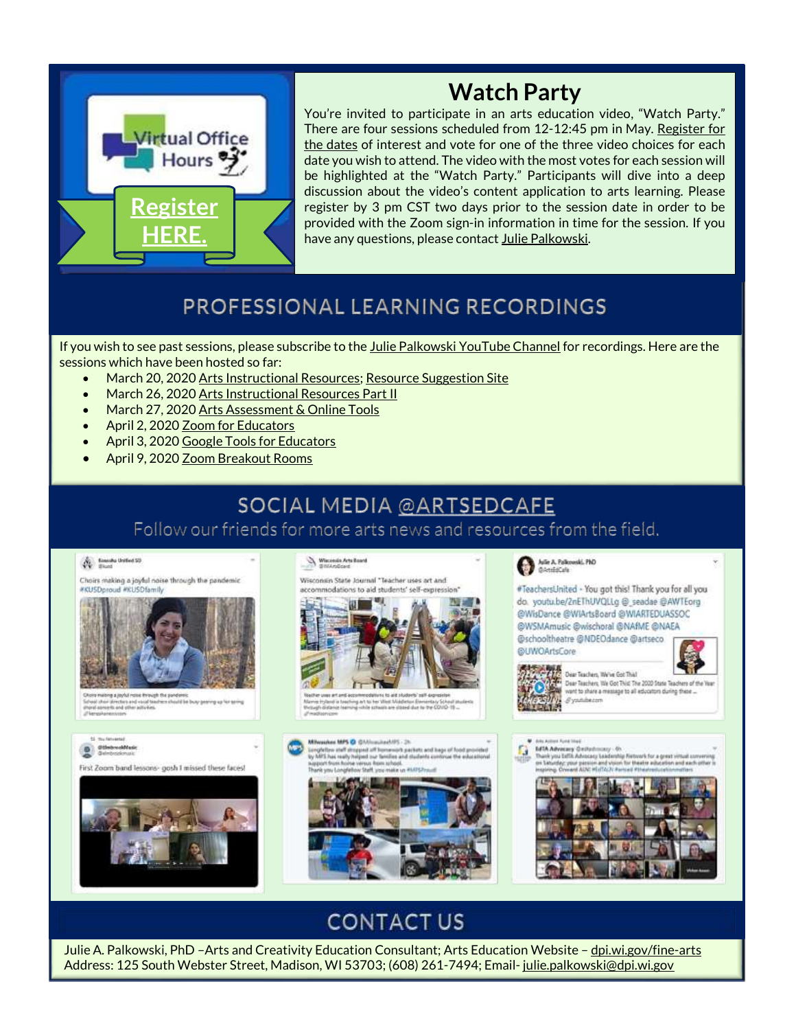Virtual Office Hours

Register HERE.

## Watch Party

You're invited to participate in an arts education video, "Watch Party." There are four sessions scheduled from 12-12:45 pm in May. Register for the dates of interest and vote for one of the three video choices for each date you wish to attend. The video with the most votes for each session will be highlighted at the "Watch Party." Participants will dive into a deep discussion about the video's content application to arts learning. Please register by 3 pm CST two days prior to the session date in order to be provided with the Zoom sign-in information in time for the session. If you have any questions, please contact Julie Palkowski.

## PROFESSIONAL LEARNING RECORDINGS

If you wish to see past sessions, please subscribe to the Julie Palkowski YouTube Channel for recordings. Here are the sessions which have been hosted so far:

- March 20, 2020 Arts Instructional Resources; Resource Suggestion Site
- March 26, 2020 Arts Instructional Resources Part II
- March 27, 2020 Arts Assessment & Online Tools
- April 2, 2020 Zoom for Educators
- April 3, 2020 Google Tools for Educators
- April 9, 2020 Zoom Breakout Rooms

## SOCIAL MEDIA @ARTSEDCAFE

Follow our friends for more arts news and resources from the field.

## CONTACT US

Julie A. Palkowski, PhD –Arts and Creativity Education Consultant; Arts Education Website – dpi.wi.gov/fine-arts
Address: 125 South Webster Street, Madison, WI 53703; (608) 261-7494; Email- julie.palkowski@dpi.wi.gov